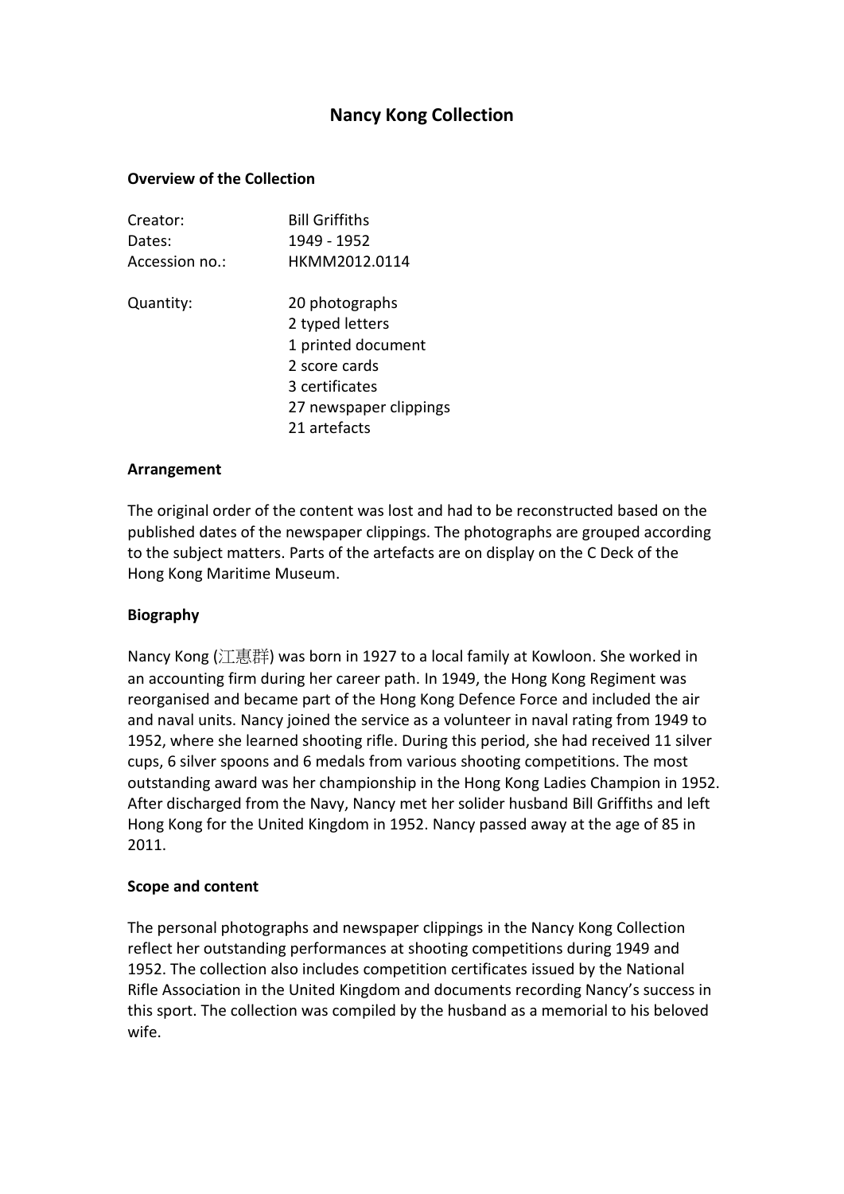# Nancy Kong Collection

## Overview of the Collection

| | |
|---|---|
| Creator: | Bill Griffiths |
| Dates: | 1949 - 1952 |
| Accession no.: | HKMM2012.0114 |
| Quantity: | 20 photographs<br>2 typed letters<br>1 printed document<br>2 score cards<br>3 certificates<br>27 newspaper clippings<br>21 artefacts |

## Arrangement

The original order of the content was lost and had to be reconstructed based on the published dates of the newspaper clippings. The photographs are grouped according to the subject matters. Parts of the artefacts are on display on the C Deck of the Hong Kong Maritime Museum.

## Biography

Nancy Kong (江惠群) was born in 1927 to a local family at Kowloon. She worked in an accounting firm during her career path. In 1949, the Hong Kong Regiment was reorganised and became part of the Hong Kong Defence Force and included the air and naval units. Nancy joined the service as a volunteer in naval rating from 1949 to 1952, where she learned shooting rifle. During this period, she had received 11 silver cups, 6 silver spoons and 6 medals from various shooting competitions. The most outstanding award was her championship in the Hong Kong Ladies Champion in 1952. After discharged from the Navy, Nancy met her solider husband Bill Griffiths and left Hong Kong for the United Kingdom in 1952. Nancy passed away at the age of 85 in 2011.

## Scope and content

The personal photographs and newspaper clippings in the Nancy Kong Collection reflect her outstanding performances at shooting competitions during 1949 and 1952. The collection also includes competition certificates issued by the National Rifle Association in the United Kingdom and documents recording Nancy's success in this sport. The collection was compiled by the husband as a memorial to his beloved wife.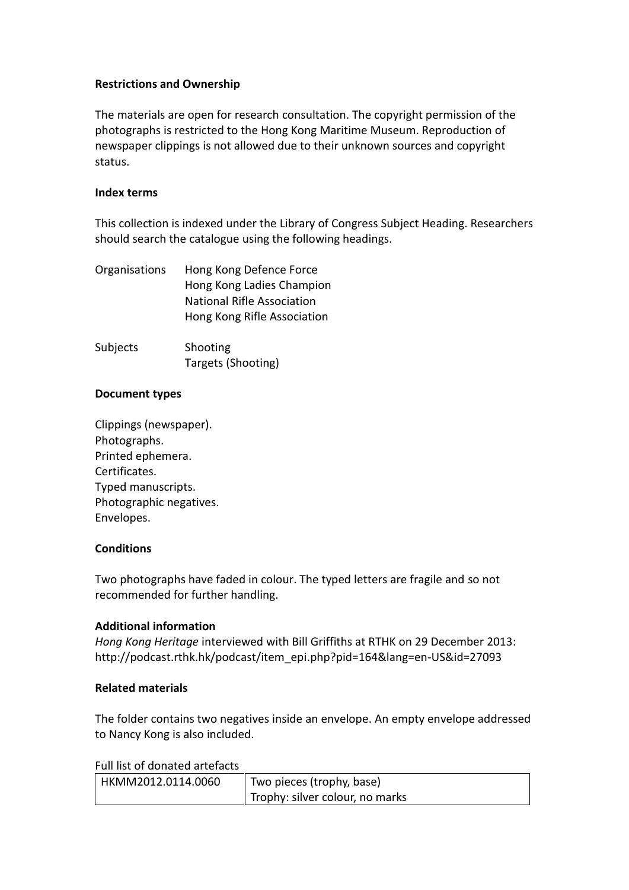**Restrictions and Ownership**

The materials are open for research consultation. The copyright permission of the photographs is restricted to the Hong Kong Maritime Museum. Reproduction of newspaper clippings is not allowed due to their unknown sources and copyright status.

**Index terms**

This collection is indexed under the Library of Congress Subject Heading. Researchers should search the catalogue using the following headings.

| | |
|---|---|
| Organisations | Hong Kong Defence Force<br>Hong Kong Ladies Champion<br>National Rifle Association<br>Hong Kong Rifle Association |
| Subjects | Shooting<br>Targets (Shooting) |

**Document types**

Clippings (newspaper).
Photographs.
Printed ephemera.
Certificates.
Typed manuscripts.
Photographic negatives.
Envelopes.

**Conditions**

Two photographs have faded in colour. The typed letters are fragile and so not recommended for further handling.

**Additional information**

*Hong Kong Heritage* interviewed with Bill Griffiths at RTHK on 29 December 2013: http://podcast.rthk.hk/podcast/item_epi.php?pid=164&lang=en-US&id=27093

**Related materials**

The folder contains two negatives inside an envelope. An empty envelope addressed to Nancy Kong is also included.

Full list of donated artefacts

| | |
|---|---|
| HKMM2012.0114.0060 | Two pieces (trophy, base)<br>Trophy: silver colour, no marks |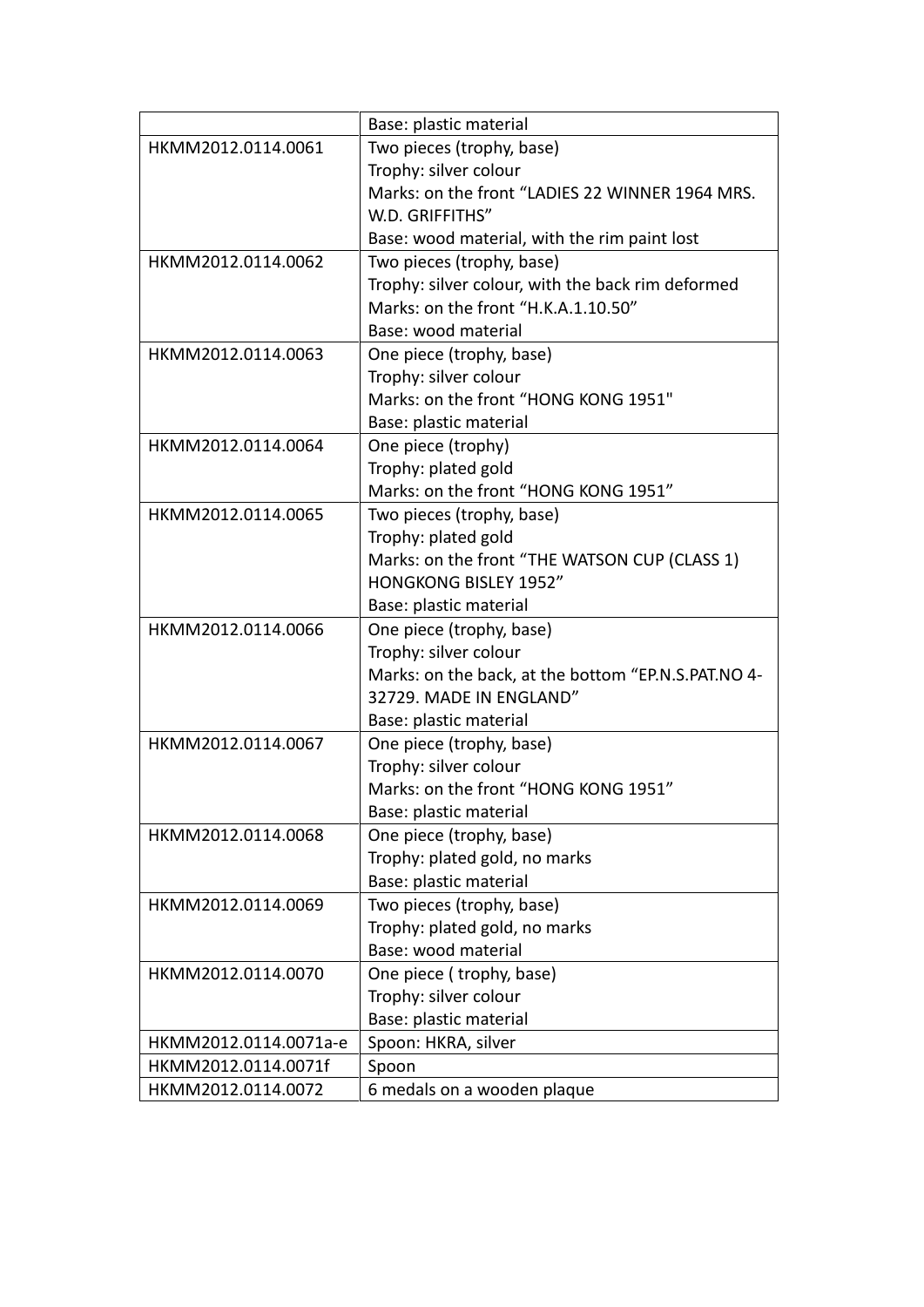| | |
|---|---|
| | Base: plastic material |
| HKMM2012.0114.0061 | Two pieces (trophy, base)<br>Trophy: silver colour<br>Marks: on the front “LADIES 22 WINNER 1964 MRS. W.D. GRIFFITHS”<br>Base: wood material, with the rim paint lost |
| HKMM2012.0114.0062 | Two pieces (trophy, base)<br>Trophy: silver colour, with the back rim deformed<br>Marks: on the front “H.K.A.1.10.50”<br>Base: wood material |
| HKMM2012.0114.0063 | One piece (trophy, base)<br>Trophy: silver colour<br>Marks: on the front “HONG KONG 1951"<br>Base: plastic material |
| HKMM2012.0114.0064 | One piece (trophy)<br>Trophy: plated gold<br>Marks: on the front “HONG KONG 1951” |
| HKMM2012.0114.0065 | Two pieces (trophy, base)<br>Trophy: plated gold<br>Marks: on the front “THE WATSON CUP (CLASS 1) HONGKONG BISLEY 1952”<br>Base: plastic material |
| HKMM2012.0114.0066 | One piece (trophy, base)<br>Trophy: silver colour<br>Marks: on the back, at the bottom “EP.N.S.PAT.NO 4-32729. MADE IN ENGLAND”<br>Base: plastic material |
| HKMM2012.0114.0067 | One piece (trophy, base)<br>Trophy: silver colour<br>Marks: on the front “HONG KONG 1951”<br>Base: plastic material |
| HKMM2012.0114.0068 | One piece (trophy, base)<br>Trophy: plated gold, no marks<br>Base: plastic material |
| HKMM2012.0114.0069 | Two pieces (trophy, base)<br>Trophy: plated gold, no marks<br>Base: wood material |
| HKMM2012.0114.0070 | One piece ( trophy, base)<br>Trophy: silver colour<br>Base: plastic material |
| HKMM2012.0114.0071a-e | Spoon: HKRA, silver |
| HKMM2012.0114.0071f | Spoon |
| HKMM2012.0114.0072 | 6 medals on a wooden plaque |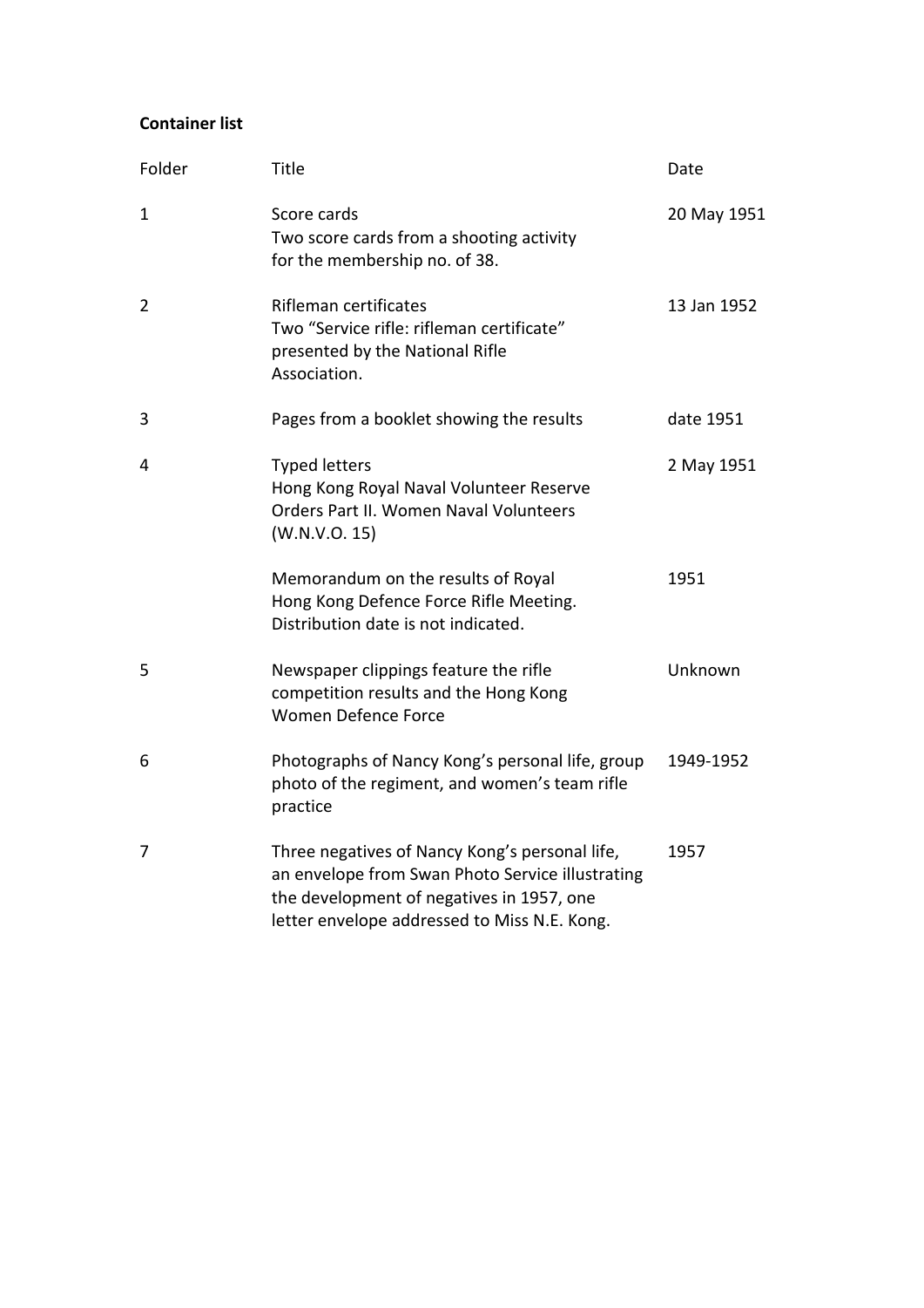**Container list**

| Folder | Title | Date |
|---|---|---|
| 1 | Score cards<br>Two score cards from a shooting activity for the membership no. of 38. | 20 May 1951 |
| 2 | Rifleman certificates<br>Two "Service rifle: rifleman certificate" presented by the National Rifle Association. | 13 Jan 1952 |
| 3 | Pages from a booklet showing the results | date 1951 |
| 4 | Typed letters<br>Hong Kong Royal Naval Volunteer Reserve Orders Part II. Women Naval Volunteers (W.N.V.O. 15) | 2 May 1951 |
| | Memorandum on the results of Royal Hong Kong Defence Force Rifle Meeting. Distribution date is not indicated. | 1951 |
| 5 | Newspaper clippings feature the rifle competition results and the Hong Kong Women Defence Force | Unknown |
| 6 | Photographs of Nancy Kong's personal life, group photo of the regiment, and women's team rifle practice | 1949-1952 |
| 7 | Three negatives of Nancy Kong's personal life, an envelope from Swan Photo Service illustrating the development of negatives in 1957, one letter envelope addressed to Miss N.E. Kong. | 1957 |